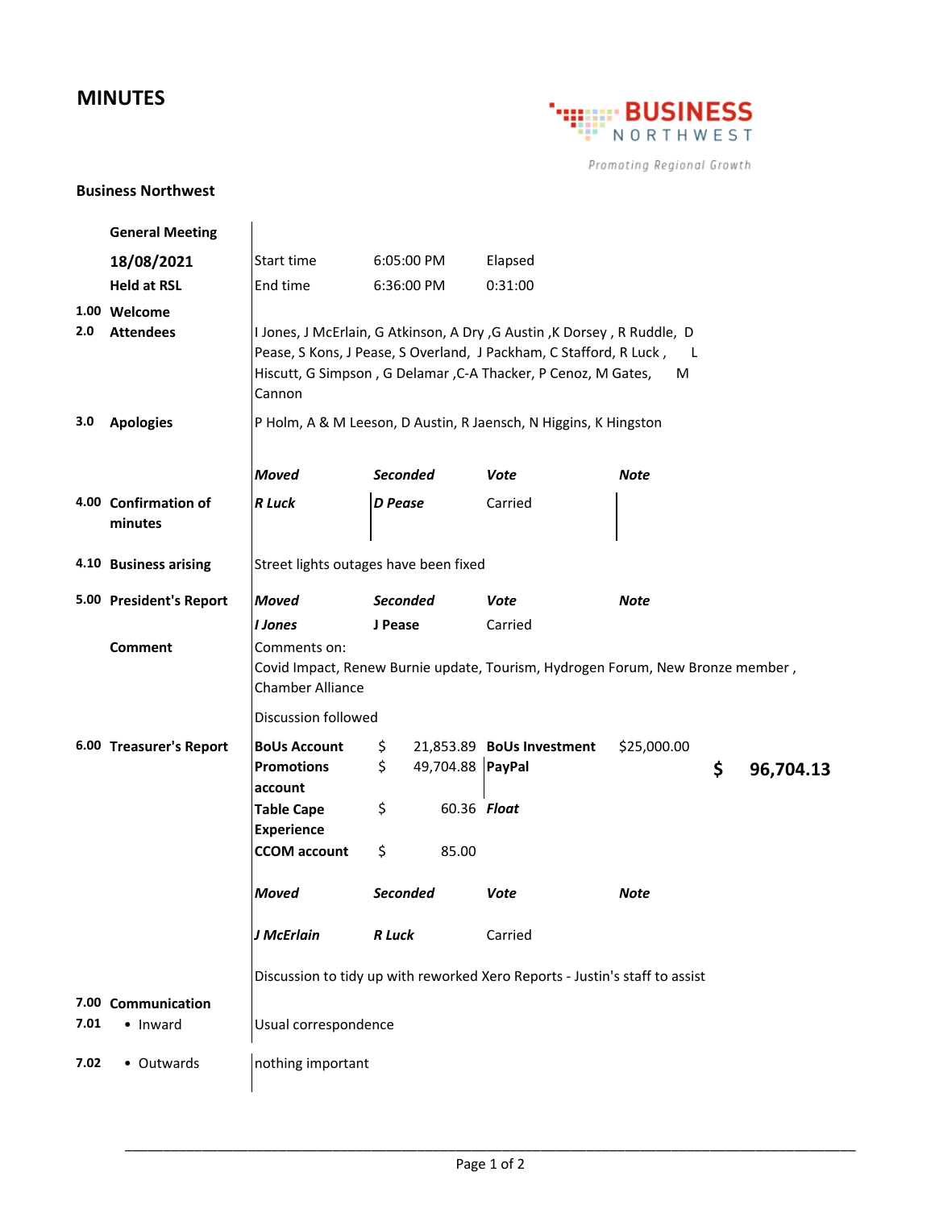# MINUTES

BUSINESS NORTHWEST
Promoting Regional Growth

**Business Northwest**

| | | | | | |
|---|---|---|---|---|---|
| | **General Meeting** | | | | |
| | **18/08/2021** | Start time | 6:05:00 PM | Elapsed | |
| | **Held at RSL** | End time | 6:36:00 PM | 0:31:00 | |
| **1.00** | **Welcome** | | | | |
| **2.0** | **Attendees** | I Jones, J McErlain, G Atkinson, A Dry ,G Austin ,K Dorsey , R Ruddle, D Pease, S Kons, J Pease, S Overland, J Packham, C Stafford, R Luck , L Hiscutt, G Simpson , G Delamar ,C-A Thacker, P Cenoz, M Gates, M Cannon | | | |
| **3.0** | **Apologies** | P Holm, A & M Leeson, D Austin, R Jaensch, N Higgins, K Hingston | | | |
| | | ***Moved*** | ***Seconded*** | ***Vote*** | ***Note*** |
| **4.00** | **Confirmation of minutes** | ***R Luck*** | ***D Pease*** | Carried | |
| **4.10** | **Business arising** | Street lights outages have been fixed | | | |
| **5.00** | **President's Report** | ***Moved*** | ***Seconded*** | ***Vote*** | ***Note*** |
| | | ***I Jones*** | **J Pease** | Carried | |
| | **Comment** | Comments on: Covid Impact, Renew Burnie update, Tourism, Hydrogen Forum, New Bronze member , Chamber Alliance | | | |
| | | Discussion followed | | | |

**6.00 Treasurer's Report**

| | | | |
|---|---|---|---|
| **BoUs Account** | $ 21,853.89 | **BoUs Investment** | $25,000.00 |
| **Promotions account** | $ 49,704.88 | **PayPal** | |
| **Table Cape Experience** | $ 60.36 | ***Float*** | |
| **CCOM account** | $ 85.00 | | |
| | | | **$ 96,704.13** |

| ***Moved*** | ***Seconded*** | ***Vote*** | ***Note*** |
|---|---|---|---|
| ***J McErlain*** | ***R Luck*** | Carried | |

Discussion to tidy up with reworked Xero Reports - Justin's staff to assist

| | | |
|---|---|---|
| **7.00** | **Communication** | |
| **7.01** | • Inward | Usual correspondence |
| **7.02** | • Outwards | nothing important |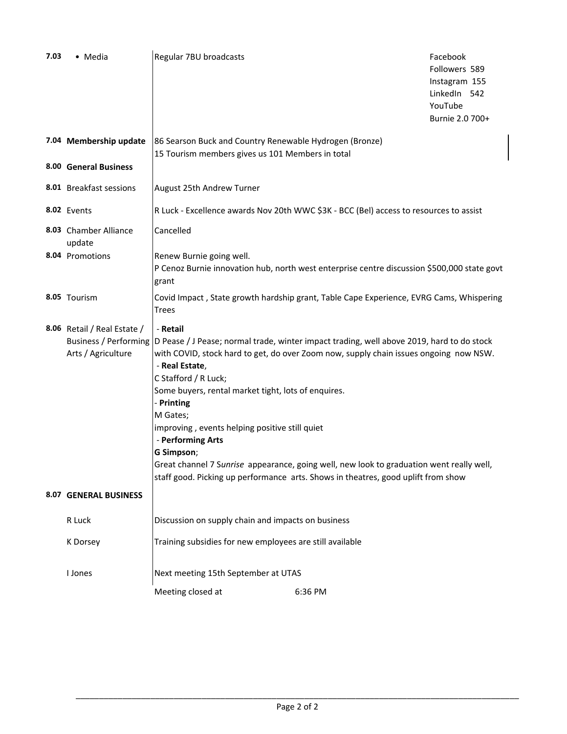| | | | |
|---|---|---|---|
| **7.03** | • Media | Regular 7BU broadcasts | Facebook Followers 589<br>Instagram 155<br>LinkedIn 542<br>YouTube<br>Burnie 2.0 700+ |
| **7.04** | **Membership update** | 86 Searson Buck and Country Renewable Hydrogen (Bronze)<br>15 Tourism members gives us 101 Members in total | |
| **8.00** | **General Business** | | |
| **8.01** | Breakfast sessions | August 25th Andrew Turner | |
| **8.02** | Events | R Luck - Excellence awards Nov 20th WWC $3K - BCC (Bel) access to resources to assist | |
| **8.03** | Chamber Alliance update | Cancelled | |
| **8.04** | Promotions | Renew Burnie going well.<br>P Cenoz Burnie innovation hub, north west enterprise centre discussion $500,000 state govt grant | |
| **8.05** | Tourism | Covid Impact , State growth hardship grant, Table Cape Experience, EVRG Cams, Whispering Trees | |
| **8.06** | Retail / Real Estate / Business / Performing Arts / Agriculture | - **Retail**<br>D Pease / J Pease; normal trade, winter impact trading, well above 2019, hard to do stock with COVID, stock hard to get, do over Zoom now, supply chain issues ongoing now NSW.<br>- **Real Estate**,<br>C Stafford / R Luck;<br>Some buyers, rental market tight, lots of enquires.<br>- **Printing**<br>M Gates;<br>improving , events helping positive still quiet<br>- **Performing Arts**<br>**G Simpson**;<br>Great channel 7 S*unrise* appearance, going well, new look to graduation went really well, staff good. Picking up performance arts. Shows in theatres, good uplift from show | |
| **8.07** | **GENERAL BUSINESS** | | |
| | R Luck | Discussion on supply chain and impacts on business | |
| | K Dorsey | Training subsidies for new employees are still available | |
| | I Jones | Next meeting 15th September at UTAS | |
| | | Meeting closed at 6:36 PM | |